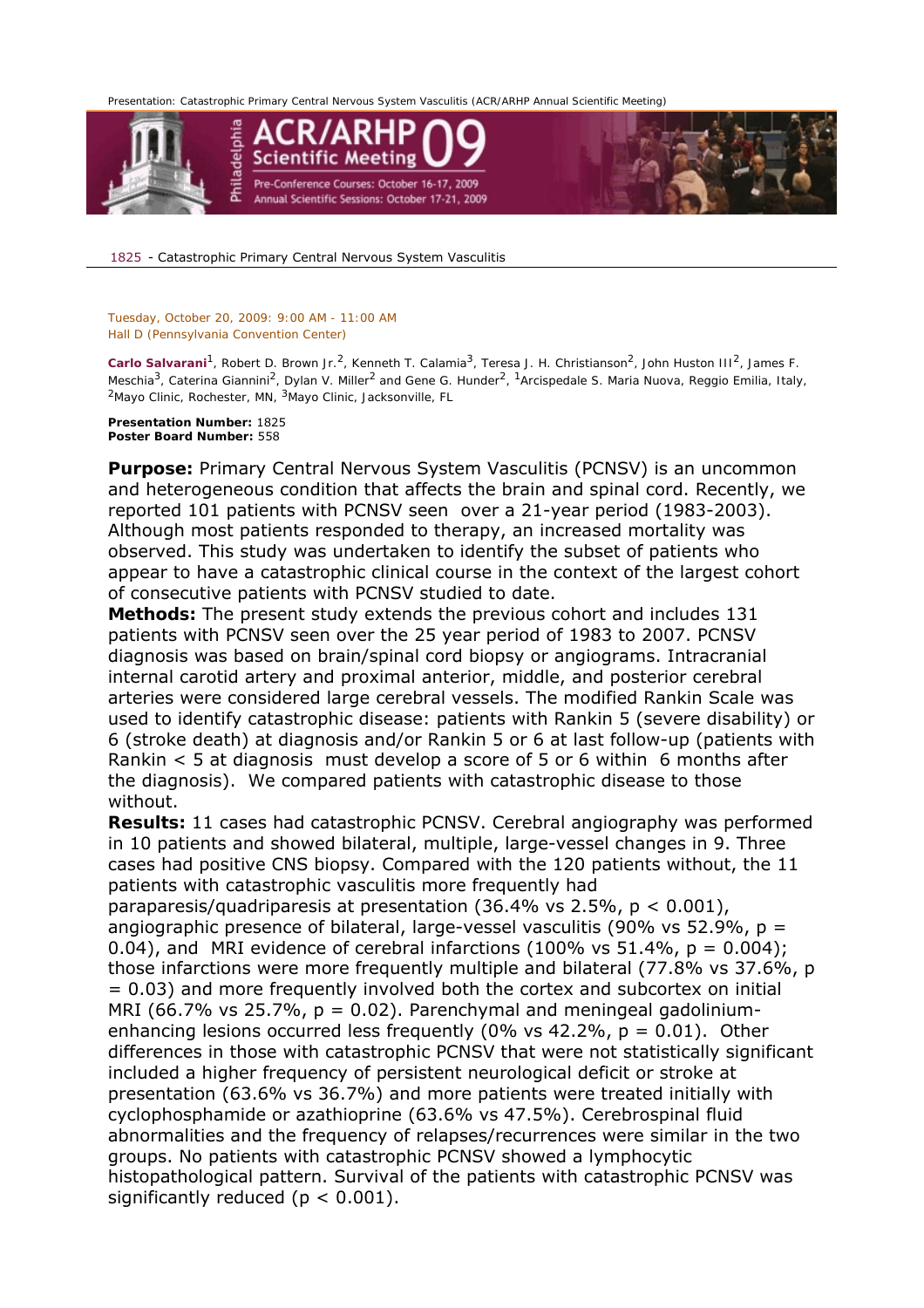# 1825 - Catastrophic Primary Central Nervous System Vasculitis

Tuesday, October 20, 2009: 9:00 AM - 11:00 AM
Hall D (Pennsylvania Convention Center)

**Carlo Salvarani**[1], Robert D. Brown Jr.[2], Kenneth T. Calamia[3], Teresa J. H. Christianson[2], John Huston III[2], James F. Meschia[3], Caterina Giannini[2], Dylan V. Miller[2] and Gene G. Hunder[2], [1]Arcispedale S. Maria Nuova, Reggio Emilia, Italy, [2]Mayo Clinic, Rochester, MN, [3]Mayo Clinic, Jacksonville, FL

**Presentation Number:** 1825
**Poster Board Number:** 558

**Purpose:** Primary Central Nervous System Vasculitis (PCNSV) is an uncommon and heterogeneous condition that affects the brain and spinal cord. Recently, we reported 101 patients with PCNSV seen over a 21-year period (1983-2003). Although most patients responded to therapy, an increased mortality was observed. This study was undertaken to identify the subset of patients who appear to have a catastrophic clinical course in the context of the largest cohort of consecutive patients with PCNSV studied to date.

**Methods:** The present study extends the previous cohort and includes 131 patients with PCNSV seen over the 25 year period of 1983 to 2007. PCNSV diagnosis was based on brain/spinal cord biopsy or angiograms. Intracranial internal carotid artery and proximal anterior, middle, and posterior cerebral arteries were considered large cerebral vessels. The modified Rankin Scale was used to identify catastrophic disease: patients with Rankin 5 (severe disability) or 6 (stroke death) at diagnosis and/or Rankin 5 or 6 at last follow-up (patients with Rankin < 5 at diagnosis must develop a score of 5 or 6 within 6 months after the diagnosis). We compared patients with catastrophic disease to those without.

**Results:** 11 cases had catastrophic PCNSV. Cerebral angiography was performed in 10 patients and showed bilateral, multiple, large-vessel changes in 9. Three cases had positive CNS biopsy. Compared with the 120 patients without, the 11 patients with catastrophic vasculitis more frequently had paraparesis/quadriparesis at presentation (36.4% vs 2.5%, $p < 0.001$), angiographic presence of bilateral, large-vessel vasculitis (90% vs 52.9%, $p = 0.04$), and MRI evidence of cerebral infarctions (100% vs 51.4%, $p = 0.004$); those infarctions were more frequently multiple and bilateral (77.8% vs 37.6%, $p = 0.03$) and more frequently involved both the cortex and subcortex on initial MRI (66.7% vs 25.7%, $p = 0.02$). Parenchymal and meningeal gadolinium-enhancing lesions occurred less frequently (0% vs 42.2%, $p = 0.01$). Other differences in those with catastrophic PCNSV that were not statistically significant included a higher frequency of persistent neurological deficit or stroke at presentation (63.6% vs 36.7%) and more patients were treated initially with cyclophosphamide or azathioprine (63.6% vs 47.5%). Cerebrospinal fluid abnormalities and the frequency of relapses/recurrences were similar in the two groups. No patients with catastrophic PCNSV showed a lymphocytic histopathological pattern. Survival of the patients with catastrophic PCNSV was significantly reduced ($p < 0.001$).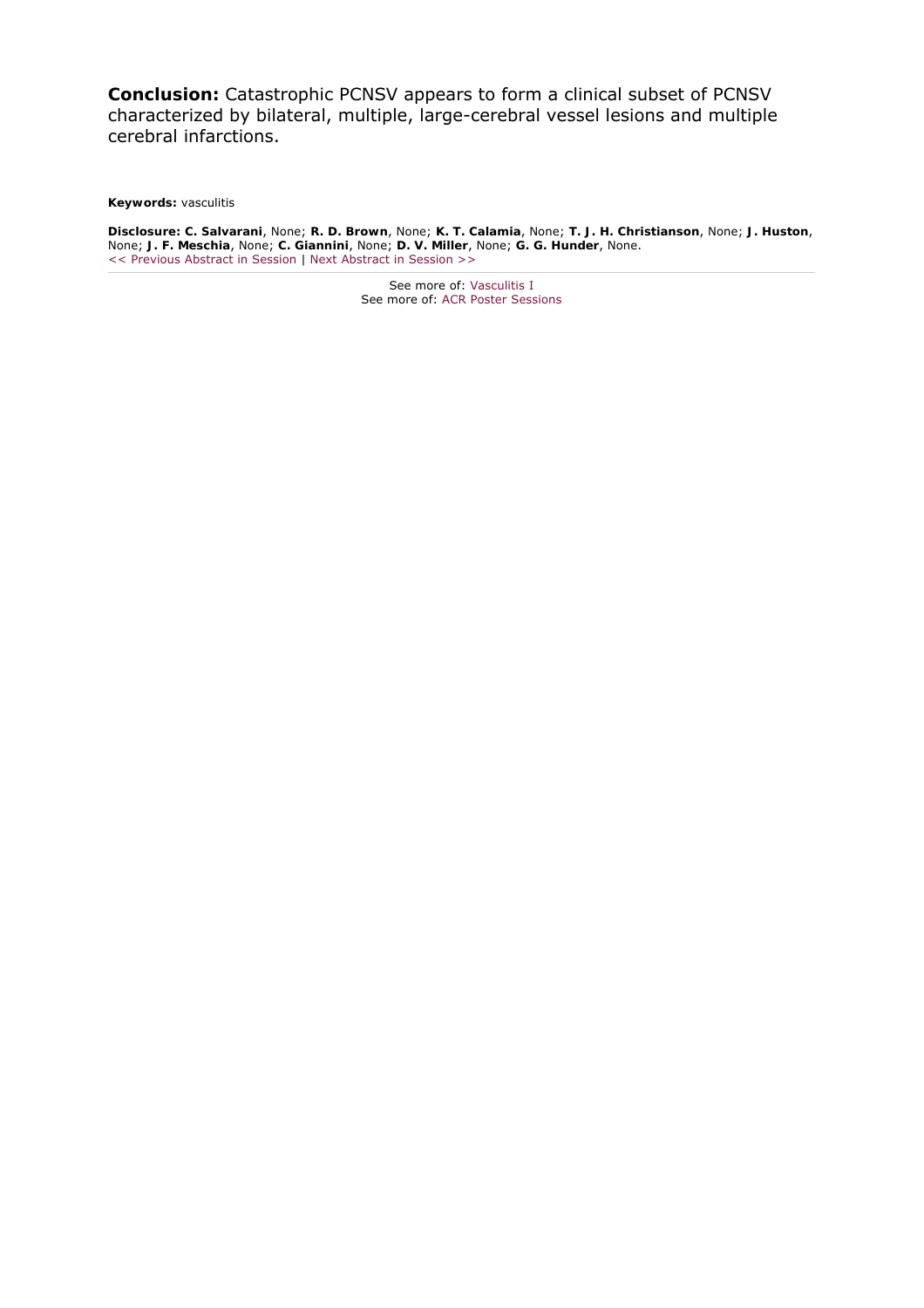**Conclusion:** Catastrophic PCNSV appears to form a clinical subset of PCNSV characterized by bilateral, multiple, large-cerebral vessel lesions and multiple cerebral infarctions.

**Keywords:** vasculitis

**Disclosure: C. Salvarani**, None; **R. D. Brown**, None; **K. T. Calamia**, None; **T. J. H. Christianson**, None; **J. Huston**, None; **J. F. Meschia**, None; **C. Giannini**, None; **D. V. Miller**, None; **G. G. Hunder**, None.
<< Previous Abstract in Session | Next Abstract in Session >>

See more of: Vasculitis I
See more of: ACR Poster Sessions